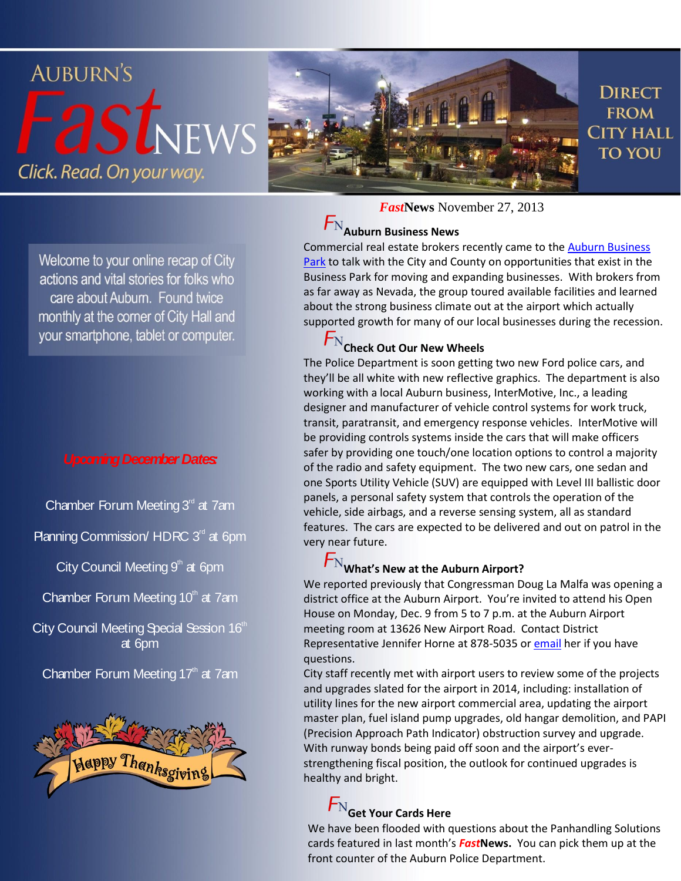# AUBURN'S FastNEWS

Click. Read. On your way.

DIRECT FROM CITY HALL TO YOU

Welcome to your online recap of City actions and vital stories for folks who care about Auburn. Found twice monthly at the corner of City Hall and your smartphone, tablet or computer.

## Upcoming December Dates:

Chamber Forum Meeting 3rd at 7am

Planning Commission/ HDRC 3rd at 6pm

City Council Meeting 9th at 6pm

Chamber Forum Meeting 10th at 7am

City Council Meeting Special Session 16th at 6pm

Chamber Forum Meeting 17th at 7am

Happy Thanksgiving

***Fast*News** November 27, 2013

### Auburn Business News

Commercial real estate brokers recently came to the Auburn Business Park to talk with the City and County on opportunities that exist in the Business Park for moving and expanding businesses. With brokers from as far away as Nevada, the group toured available facilities and learned about the strong business climate out at the airport which actually supported growth for many of our local businesses during the recession.

### Check Out Our New Wheels

The Police Department is soon getting two new Ford police cars, and they'll be all white with new reflective graphics. The department is also working with a local Auburn business, InterMotive, Inc., a leading designer and manufacturer of vehicle control systems for work truck, transit, paratransit, and emergency response vehicles. InterMotive will be providing controls systems inside the cars that will make officers safer by providing one touch/one location options to control a majority of the radio and safety equipment. The two new cars, one sedan and one Sports Utility Vehicle (SUV) are equipped with Level III ballistic door panels, a personal safety system that controls the operation of the vehicle, side airbags, and a reverse sensing system, all as standard features. The cars are expected to be delivered and out on patrol in the very near future.

### What's New at the Auburn Airport?

We reported previously that Congressman Doug La Malfa was opening a district office at the Auburn Airport. You're invited to attend his Open House on Monday, Dec. 9 from 5 to 7 p.m. at the Auburn Airport meeting room at 13626 New Airport Road. Contact District Representative Jennifer Horne at 878-5035 or email her if you have questions.

City staff recently met with airport users to review some of the projects and upgrades slated for the airport in 2014, including: installation of utility lines for the new airport commercial area, updating the airport master plan, fuel island pump upgrades, old hangar demolition, and PAPI (Precision Approach Path Indicator) obstruction survey and upgrade. With runway bonds being paid off soon and the airport's ever-strengthening fiscal position, the outlook for continued upgrades is healthy and bright.

### Get Your Cards Here

We have been flooded with questions about the Panhandling Solutions cards featured in last month's ***Fast*News.** You can pick them up at the front counter of the Auburn Police Department.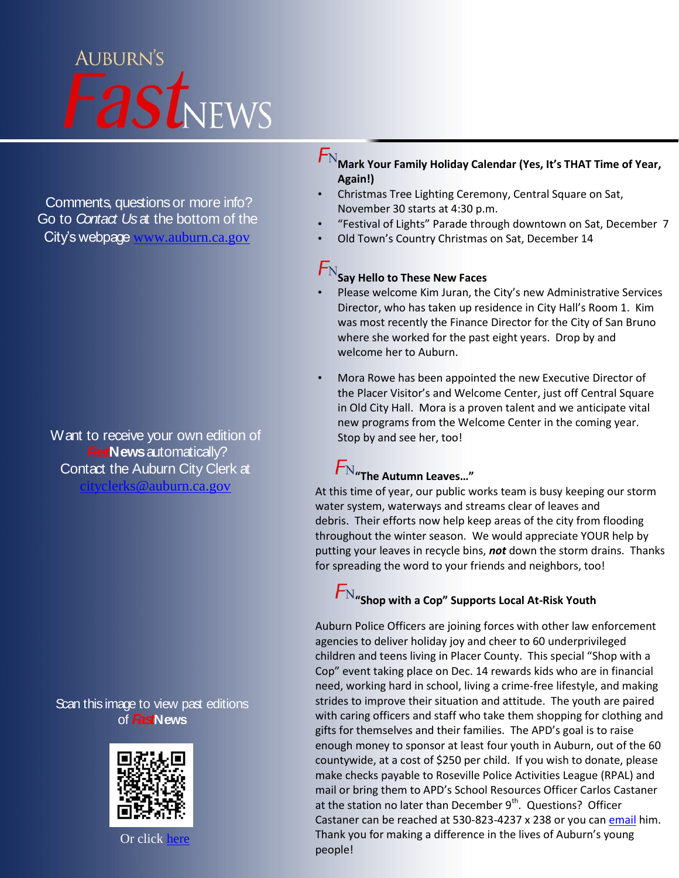# AUBURN'S *Fast*NEWS

Comments, questions or more info? Go to *Contact Us* at the bottom of the City's webpage [www.auburn.ca.gov](www.auburn.ca.gov)

Want to receive your own edition of ***Fast*News** automatically? Contact the Auburn City Clerk at [cityclerks@auburn.ca.gov](mailto:cityclerks@auburn.ca.gov)

Scan this image to view past editions of ***Fast*News**

Or click here

## FN Mark Your Family Holiday Calendar (Yes, It's THAT Time of Year, Again!)

- Christmas Tree Lighting Ceremony, Central Square on Sat, November 30 starts at 4:30 p.m.
- "Festival of Lights" Parade through downtown on Sat, December 7
- Old Town's Country Christmas on Sat, December 14

## FN Say Hello to These New Faces

- Please welcome Kim Juran, the City's new Administrative Services Director, who has taken up residence in City Hall's Room 1. Kim was most recently the Finance Director for the City of San Bruno where she worked for the past eight years. Drop by and welcome her to Auburn.
- Mora Rowe has been appointed the new Executive Director of the Placer Visitor's and Welcome Center, just off Central Square in Old City Hall. Mora is a proven talent and we anticipate vital new programs from the Welcome Center in the coming year. Stop by and see her, too!

## FN "The Autumn Leaves…"

At this time of year, our public works team is busy keeping our storm water system, waterways and streams clear of leaves and debris. Their efforts now help keep areas of the city from flooding throughout the winter season. We would appreciate YOUR help by putting your leaves in recycle bins, ***not*** down the storm drains. Thanks for spreading the word to your friends and neighbors, too!

## FN "Shop with a Cop" Supports Local At-Risk Youth

Auburn Police Officers are joining forces with other law enforcement agencies to deliver holiday joy and cheer to 60 underprivileged children and teens living in Placer County. This special "Shop with a Cop" event taking place on Dec. 14 rewards kids who are in financial need, working hard in school, living a crime-free lifestyle, and making strides to improve their situation and attitude. The youth are paired with caring officers and staff who take them shopping for clothing and gifts for themselves and their families. The APD's goal is to raise enough money to sponsor at least four youth in Auburn, out of the 60 countywide, at a cost of $250 per child. If you wish to donate, please make checks payable to Roseville Police Activities League (RPAL) and mail or bring them to APD's School Resources Officer Carlos Castaner at the station no later than December 9th. Questions? Officer Castaner can be reached at 530-823-4237 x 238 or you can email him. Thank you for making a difference in the lives of Auburn's young people!